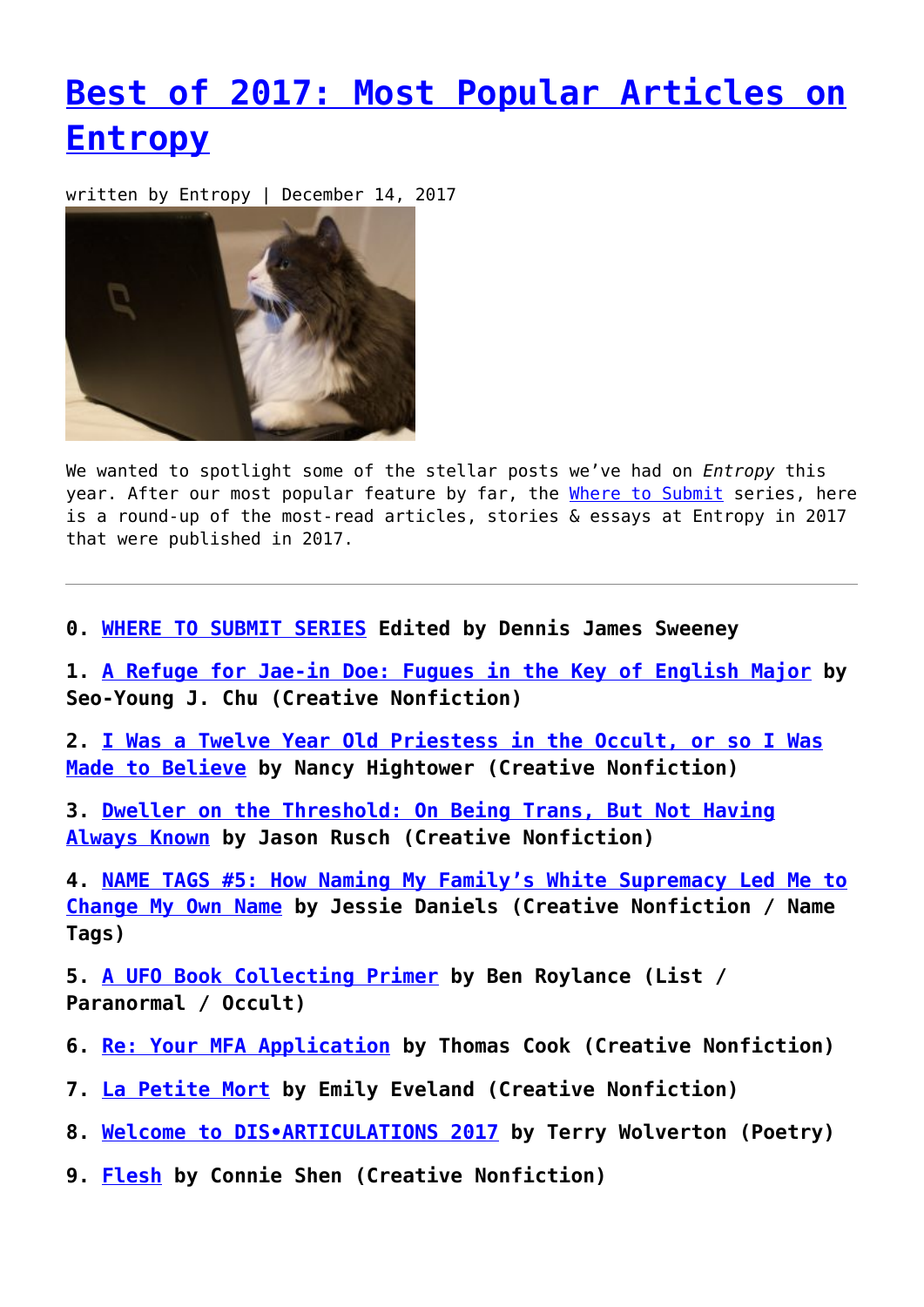# Best of 2017: Most Popular Articles on Entropy

written by Entropy | December 14, 2017

We wanted to spotlight some of the stellar posts we've had on *Entropy* this year. After our most popular feature by far, the Where to Submit series, here is a round-up of the most-read articles, stories & essays at Entropy in 2017 that were published in 2017.

---

**0. WHERE TO SUBMIT SERIES Edited by Dennis James Sweeney**

**1. A Refuge for Jae-in Doe: Fugues in the Key of English Major by Seo-Young J. Chu (Creative Nonfiction)**

**2. I Was a Twelve Year Old Priestess in the Occult, or so I Was Made to Believe by Nancy Hightower (Creative Nonfiction)**

**3. Dweller on the Threshold: On Being Trans, But Not Having Always Known by Jason Rusch (Creative Nonfiction)**

**4. NAME TAGS #5: How Naming My Family's White Supremacy Led Me to Change My Own Name by Jessie Daniels (Creative Nonfiction / Name Tags)**

**5. A UFO Book Collecting Primer by Ben Roylance (List / Paranormal / Occult)**

**6. Re: Your MFA Application by Thomas Cook (Creative Nonfiction)**

**7. La Petite Mort by Emily Eveland (Creative Nonfiction)**

**8. Welcome to DIS•ARTICULATIONS 2017 by Terry Wolverton (Poetry)**

**9. Flesh by Connie Shen (Creative Nonfiction)**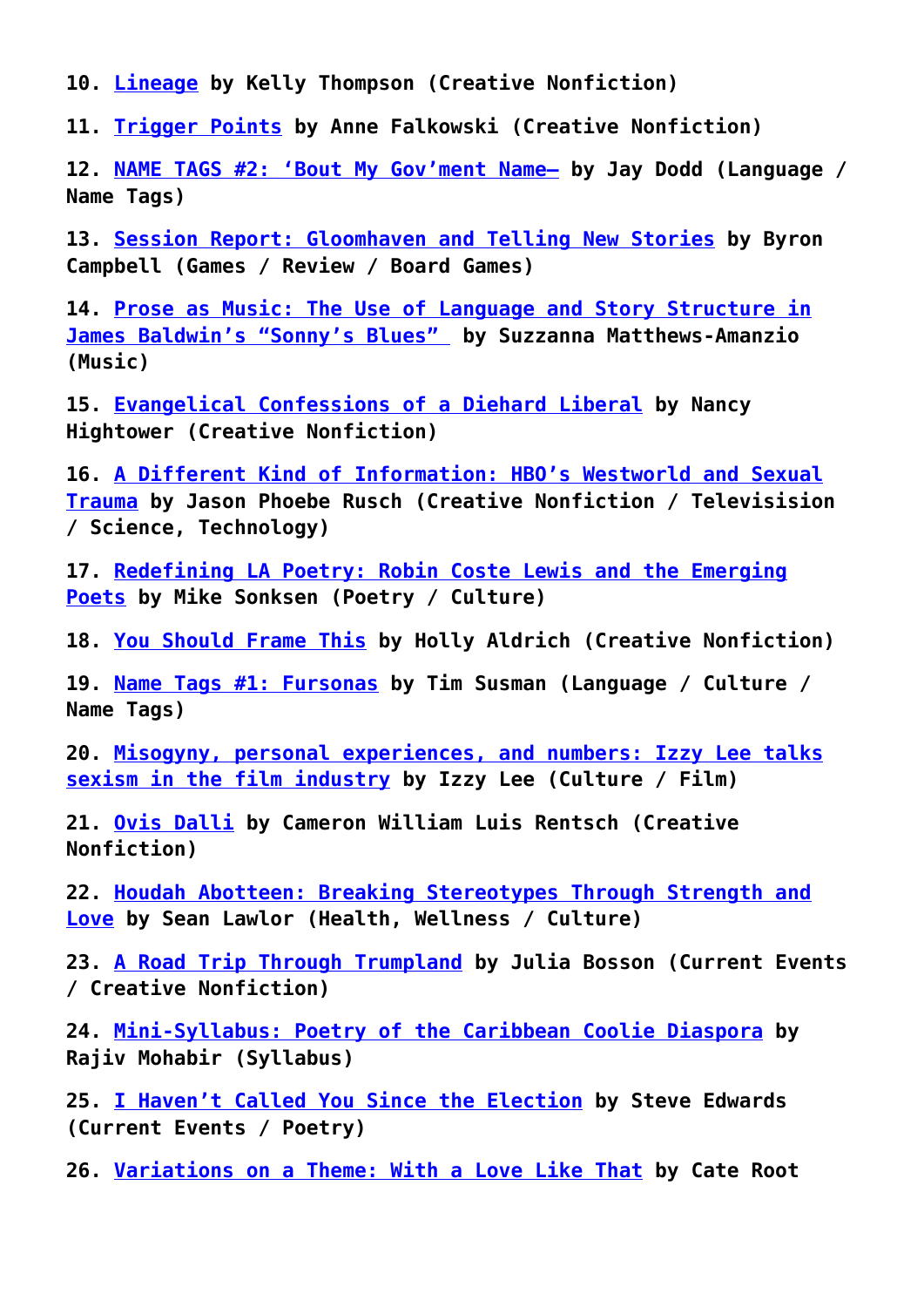**10. Lineage by Kelly Thompson (Creative Nonfiction)**

**11. Trigger Points by Anne Falkowski (Creative Nonfiction)**

**12. NAME TAGS #2: 'Bout My Gov'ment Name— by Jay Dodd (Language / Name Tags)**

**13. Session Report: Gloomhaven and Telling New Stories by Byron Campbell (Games / Review / Board Games)**

**14. Prose as Music: The Use of Language and Story Structure in James Baldwin's "Sonny's Blues" by Suzzanna Matthews-Amanzio (Music)**

**15. Evangelical Confessions of a Diehard Liberal by Nancy Hightower (Creative Nonfiction)**

**16. A Different Kind of Information: HBO's Westworld and Sexual Trauma by Jason Phoebe Rusch (Creative Nonfiction / Televisision / Science, Technology)**

**17. Redefining LA Poetry: Robin Coste Lewis and the Emerging Poets by Mike Sonksen (Poetry / Culture)**

**18. You Should Frame This by Holly Aldrich (Creative Nonfiction)**

**19. Name Tags #1: Fursonas by Tim Susman (Language / Culture / Name Tags)**

**20. Misogyny, personal experiences, and numbers: Izzy Lee talks sexism in the film industry by Izzy Lee (Culture / Film)**

**21. Ovis Dalli by Cameron William Luis Rentsch (Creative Nonfiction)**

**22. Houdah Abotteen: Breaking Stereotypes Through Strength and Love by Sean Lawlor (Health, Wellness / Culture)**

**23. A Road Trip Through Trumpland by Julia Bosson (Current Events / Creative Nonfiction)**

**24. Mini-Syllabus: Poetry of the Caribbean Coolie Diaspora by Rajiv Mohabir (Syllabus)**

**25. I Haven't Called You Since the Election by Steve Edwards (Current Events / Poetry)**

**26. Variations on a Theme: With a Love Like That by Cate Root**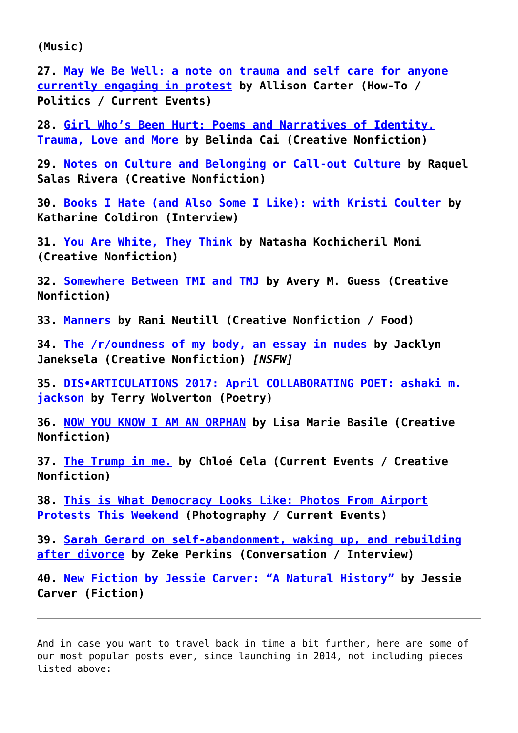**(Music)**

**27. May We Be Well: a note on trauma and self care for anyone currently engaging in protest by Allison Carter (How-To / Politics / Current Events)**

**28. Girl Who's Been Hurt: Poems and Narratives of Identity, Trauma, Love and More by Belinda Cai (Creative Nonfiction)**

**29. Notes on Culture and Belonging or Call-out Culture by Raquel Salas Rivera (Creative Nonfiction)**

**30. Books I Hate (and Also Some I Like): with Kristi Coulter by Katharine Coldiron (Interview)**

**31. You Are White, They Think by Natasha Kochicheril Moni (Creative Nonfiction)**

**32. Somewhere Between TMI and TMJ by Avery M. Guess (Creative Nonfiction)**

**33. Manners by Rani Neutill (Creative Nonfiction / Food)**

**34. The /r/oundness of my body, an essay in nudes by Jacklyn Janeksela (Creative Nonfiction)** ***[NSFW]***

**35. DIS•ARTICULATIONS 2017: April COLLABORATING POET: ashaki m. jackson by Terry Wolverton (Poetry)**

**36. NOW YOU KNOW I AM AN ORPHAN by Lisa Marie Basile (Creative Nonfiction)**

**37. The Trump in me. by Chloé Cela (Current Events / Creative Nonfiction)**

**38. This is What Democracy Looks Like: Photos From Airport Protests This Weekend (Photography / Current Events)**

**39. Sarah Gerard on self-abandonment, waking up, and rebuilding after divorce by Zeke Perkins (Conversation / Interview)**

**40. New Fiction by Jessie Carver: "A Natural History" by Jessie Carver (Fiction)**

---

And in case you want to travel back in time a bit further, here are some of our most popular posts ever, since launching in 2014, not including pieces listed above: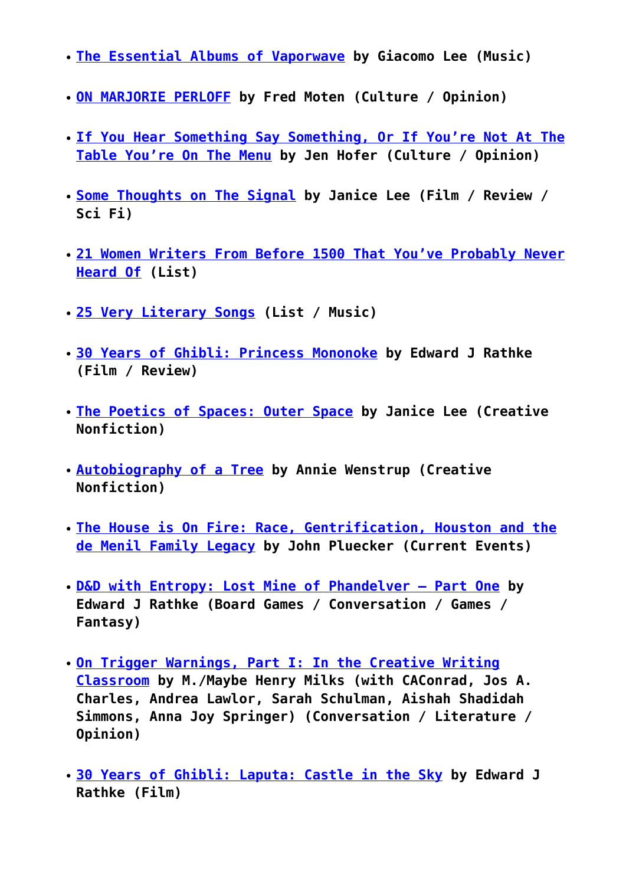- **The Essential Albums of Vaporwave by Giacomo Lee (Music)**
- **ON MARJORIE PERLOFF by Fred Moten (Culture / Opinion)**
- **If You Hear Something Say Something, Or If You're Not At The Table You're On The Menu by Jen Hofer (Culture / Opinion)**
- **Some Thoughts on The Signal by Janice Lee (Film / Review / Sci Fi)**
- **21 Women Writers From Before 1500 That You've Probably Never Heard Of (List)**
- **25 Very Literary Songs (List / Music)**
- **30 Years of Ghibli: Princess Mononoke by Edward J Rathke (Film / Review)**
- **The Poetics of Spaces: Outer Space by Janice Lee (Creative Nonfiction)**
- **Autobiography of a Tree by Annie Wenstrup (Creative Nonfiction)**
- **The House is On Fire: Race, Gentrification, Houston and the de Menil Family Legacy by John Pluecker (Current Events)**
- **D&D with Entropy: Lost Mine of Phandelver – Part One by Edward J Rathke (Board Games / Conversation / Games / Fantasy)**
- **On Trigger Warnings, Part I: In the Creative Writing Classroom by M./Maybe Henry Milks (with CAConrad, Jos A. Charles, Andrea Lawlor, Sarah Schulman, Aishah Shadidah Simmons, Anna Joy Springer) (Conversation / Literature / Opinion)**
- **30 Years of Ghibli: Laputa: Castle in the Sky by Edward J Rathke (Film)**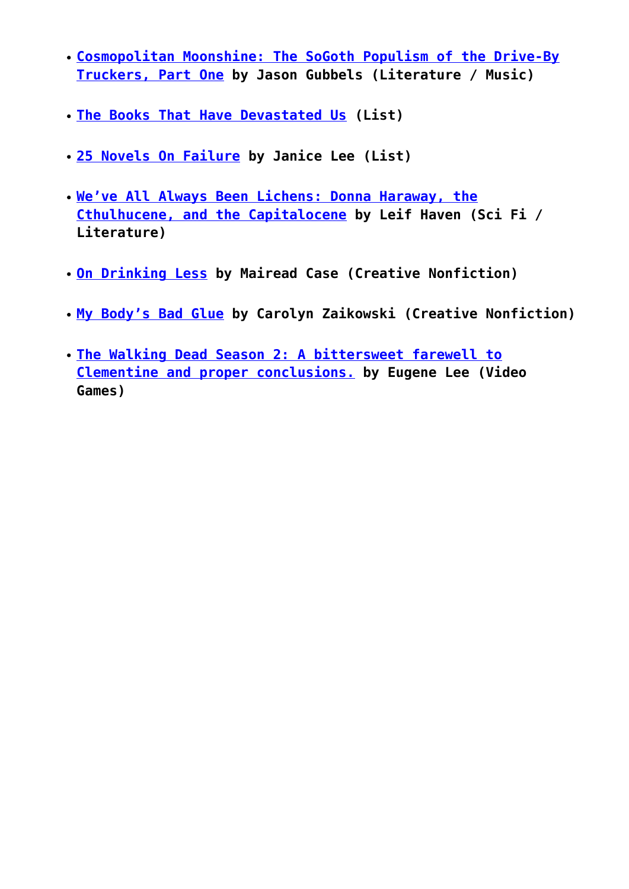- **Cosmopolitan Moonshine: The SoGoth Populism of the Drive-By Truckers, Part One by Jason Gubbels (Literature / Music)**
- **The Books That Have Devastated Us (List)**
- **25 Novels On Failure by Janice Lee (List)**
- **We've All Always Been Lichens: Donna Haraway, the Cthulhucene, and the Capitalocene by Leif Haven (Sci Fi / Literature)**
- **On Drinking Less by Mairead Case (Creative Nonfiction)**
- **My Body's Bad Glue by Carolyn Zaikowski (Creative Nonfiction)**
- **The Walking Dead Season 2: A bittersweet farewell to Clementine and proper conclusions. by Eugene Lee (Video Games)**